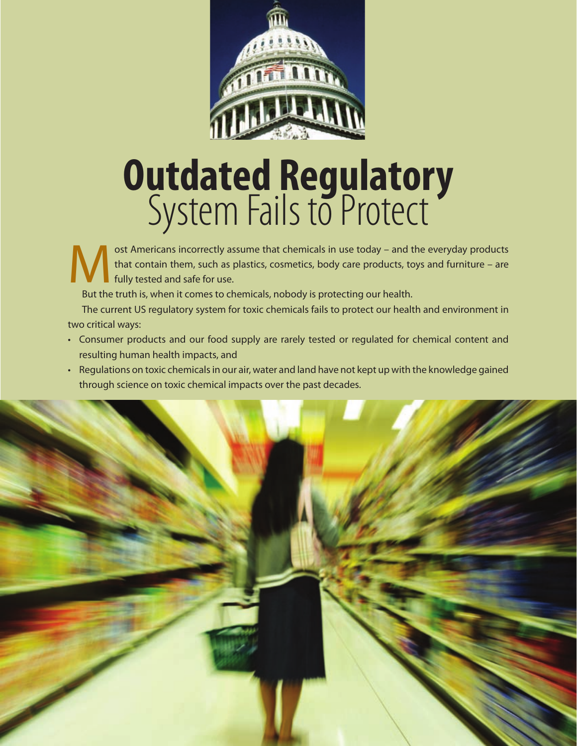# Outdated Regulatory System Fails to Protect

Most Americans incorrectly assume that chemicals in use today – and the everyday products that contain them, such as plastics, cosmetics, body care products, toys and furniture – are fully tested and safe for use.

But the truth is, when it comes to chemicals, nobody is protecting our health.

The current US regulatory system for toxic chemicals fails to protect our health and environment in two critical ways:

- Consumer products and our food supply are rarely tested or regulated for chemical content and resulting human health impacts, and
- Regulations on toxic chemicals in our air, water and land have not kept up with the knowledge gained through science on toxic chemical impacts over the past decades.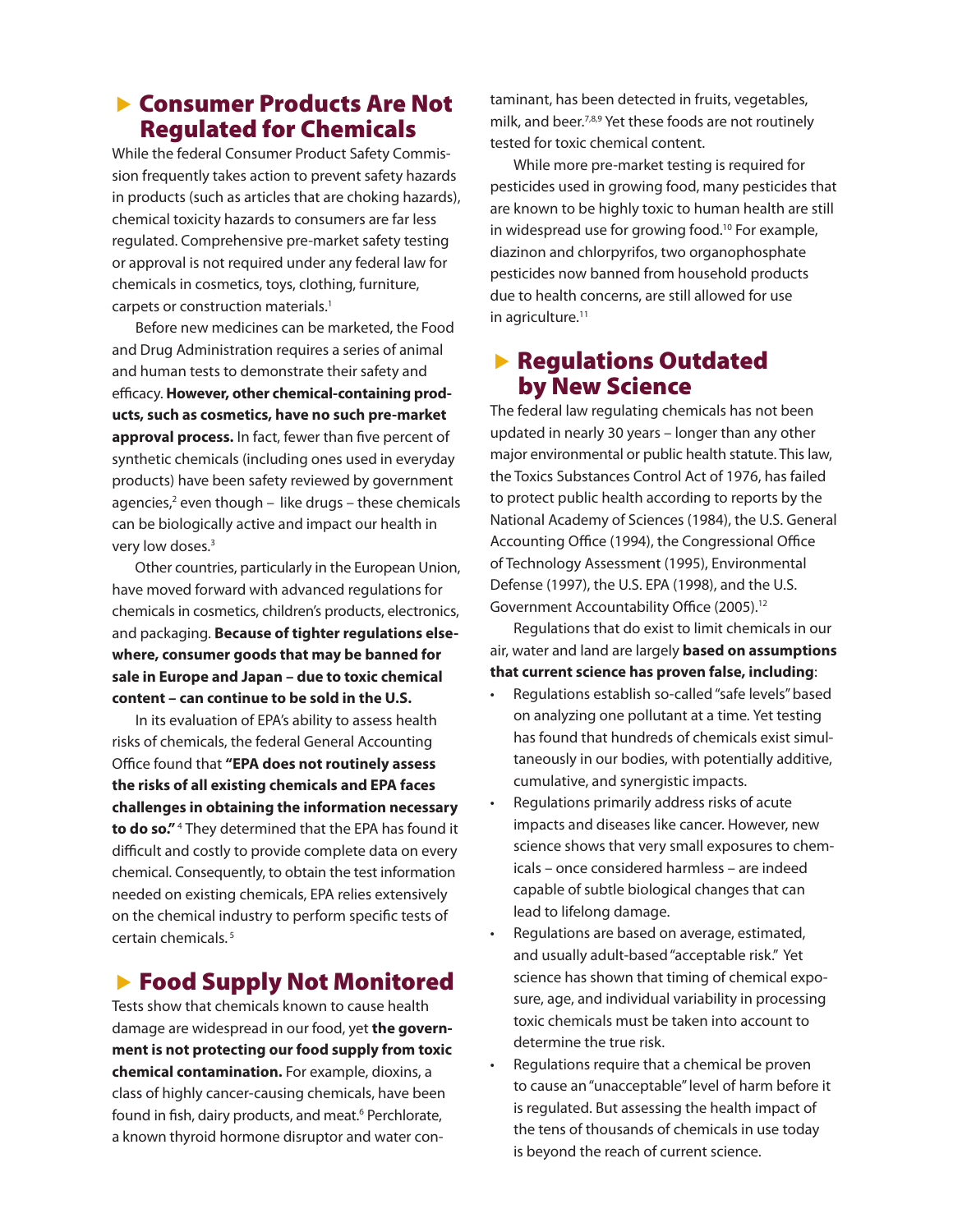## Consumer Products Are Not Regulated for Chemicals

While the federal Consumer Product Safety Commission frequently takes action to prevent safety hazards in products (such as articles that are choking hazards), chemical toxicity hazards to consumers are far less regulated. Comprehensive pre-market safety testing or approval is not required under any federal law for chemicals in cosmetics, toys, clothing, furniture, carpets or construction materials.[1]

Before new medicines can be marketed, the Food and Drug Administration requires a series of animal and human tests to demonstrate their safety and efficacy. **However, other chemical-containing products, such as cosmetics, have no such pre-market approval process.** In fact, fewer than five percent of synthetic chemicals (including ones used in everyday products) have been safety reviewed by government agencies,[2] even though – like drugs – these chemicals can be biologically active and impact our health in very low doses.[3]

Other countries, particularly in the European Union, have moved forward with advanced regulations for chemicals in cosmetics, children's products, electronics, and packaging. **Because of tighter regulations elsewhere, consumer goods that may be banned for sale in Europe and Japan – due to toxic chemical content – can continue to be sold in the U.S.**

In its evaluation of EPA's ability to assess health risks of chemicals, the federal General Accounting Office found that **"EPA does not routinely assess the risks of all existing chemicals and EPA faces challenges in obtaining the information necessary to do so."**[4] They determined that the EPA has found it difficult and costly to provide complete data on every chemical. Consequently, to obtain the test information needed on existing chemicals, EPA relies extensively on the chemical industry to perform specific tests of certain chemicals.[5]

## Food Supply Not Monitored

Tests show that chemicals known to cause health damage are widespread in our food, yet **the government is not protecting our food supply from toxic chemical contamination.** For example, dioxins, a class of highly cancer-causing chemicals, have been found in fish, dairy products, and meat.[6] Perchlorate, a known thyroid hormone disruptor and water contaminant, has been detected in fruits, vegetables, milk, and beer.[7,8,9] Yet these foods are not routinely tested for toxic chemical content.

While more pre-market testing is required for pesticides used in growing food, many pesticides that are known to be highly toxic to human health are still in widespread use for growing food.[10] For example, diazinon and chlorpyrifos, two organophosphate pesticides now banned from household products due to health concerns, are still allowed for use in agriculture.[11]

## Regulations Outdated by New Science

The federal law regulating chemicals has not been updated in nearly 30 years – longer than any other major environmental or public health statute. This law, the Toxics Substances Control Act of 1976, has failed to protect public health according to reports by the National Academy of Sciences (1984), the U.S. General Accounting Office (1994), the Congressional Office of Technology Assessment (1995), Environmental Defense (1997), the U.S. EPA (1998), and the U.S. Government Accountability Office (2005).[12]

Regulations that do exist to limit chemicals in our air, water and land are largely **based on assumptions that current science has proven false, including**:

- Regulations establish so-called "safe levels" based on analyzing one pollutant at a time. Yet testing has found that hundreds of chemicals exist simultaneously in our bodies, with potentially additive, cumulative, and synergistic impacts.
- Regulations primarily address risks of acute impacts and diseases like cancer. However, new science shows that very small exposures to chemicals – once considered harmless – are indeed capable of subtle biological changes that can lead to lifelong damage.
- Regulations are based on average, estimated, and usually adult-based "acceptable risk." Yet science has shown that timing of chemical exposure, age, and individual variability in processing toxic chemicals must be taken into account to determine the true risk.
- Regulations require that a chemical be proven to cause an "unacceptable" level of harm before it is regulated. But assessing the health impact of the tens of thousands of chemicals in use today is beyond the reach of current science.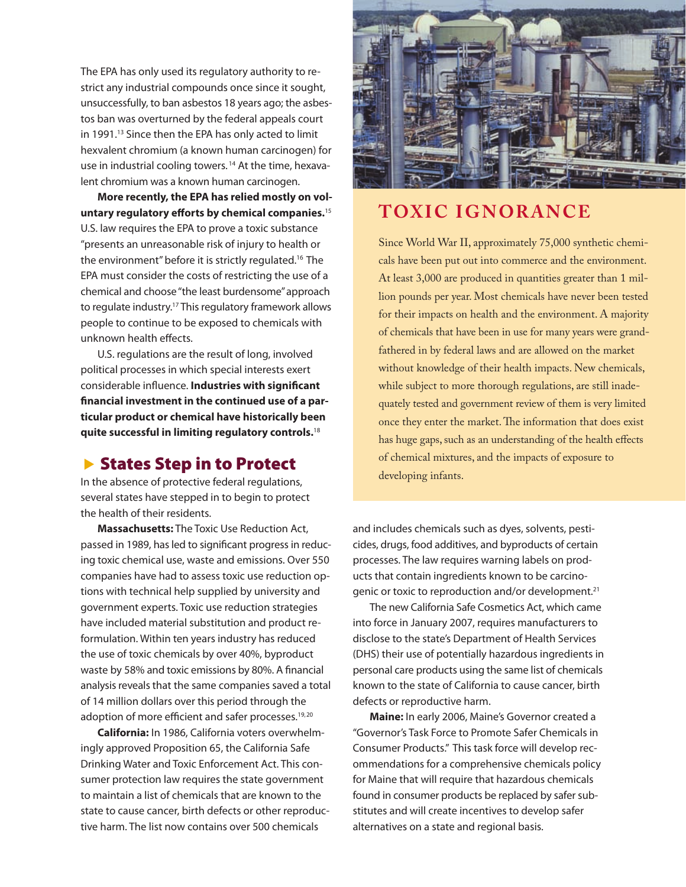The EPA has only used its regulatory authority to restrict any industrial compounds once since it sought, unsuccessfully, to ban asbestos 18 years ago; the asbestos ban was overturned by the federal appeals court in 1991.[13] Since then the EPA has only acted to limit hexvalent chromium (a known human carcinogen) for use in industrial cooling towers.[14] At the time, hexavalent chromium was a known human carcinogen.

**More recently, the EPA has relied mostly on voluntary regulatory efforts by chemical companies.**[15] U.S. law requires the EPA to prove a toxic substance "presents an unreasonable risk of injury to health or the environment" before it is strictly regulated.[16] The EPA must consider the costs of restricting the use of a chemical and choose "the least burdensome" approach to regulate industry.[17] This regulatory framework allows people to continue to be exposed to chemicals with unknown health effects.

U.S. regulations are the result of long, involved political processes in which special interests exert considerable influence. **Industries with significant financial investment in the continued use of a particular product or chemical have historically been quite successful in limiting regulatory controls.**[18]

## TOXIC IGNORANCE

Since World War II, approximately 75,000 synthetic chemicals have been put out into commerce and the environment. At least 3,000 are produced in quantities greater than 1 million pounds per year. Most chemicals have never been tested for their impacts on health and the environment. A majority of chemicals that have been in use for many years were grandfathered in by federal laws and are allowed on the market without knowledge of their health impacts. New chemicals, while subject to more thorough regulations, are still inadequately tested and government review of them is very limited once they enter the market. The information that does exist has huge gaps, such as an understanding of the health effects of chemical mixtures, and the impacts of exposure to developing infants.

## States Step in to Protect

In the absence of protective federal regulations, several states have stepped in to begin to protect the health of their residents.

**Massachusetts:** The Toxic Use Reduction Act, passed in 1989, has led to significant progress in reducing toxic chemical use, waste and emissions. Over 550 companies have had to assess toxic use reduction options with technical help supplied by university and government experts. Toxic use reduction strategies have included material substitution and product reformulation. Within ten years industry has reduced the use of toxic chemicals by over 40%, byproduct waste by 58% and toxic emissions by 80%. A financial analysis reveals that the same companies saved a total of 14 million dollars over this period through the adoption of more efficient and safer processes.[19,20]

**California:** In 1986, California voters overwhelmingly approved Proposition 65, the California Safe Drinking Water and Toxic Enforcement Act. This consumer protection law requires the state government to maintain a list of chemicals that are known to the state to cause cancer, birth defects or other reproductive harm. The list now contains over 500 chemicals and includes chemicals such as dyes, solvents, pesticides, drugs, food additives, and byproducts of certain processes. The law requires warning labels on products that contain ingredients known to be carcinogenic or toxic to reproduction and/or development.[21]

The new California Safe Cosmetics Act, which came into force in January 2007, requires manufacturers to disclose to the state's Department of Health Services (DHS) their use of potentially hazardous ingredients in personal care products using the same list of chemicals known to the state of California to cause cancer, birth defects or reproductive harm.

**Maine:** In early 2006, Maine's Governor created a "Governor's Task Force to Promote Safer Chemicals in Consumer Products." This task force will develop recommendations for a comprehensive chemicals policy for Maine that will require that hazardous chemicals found in consumer products be replaced by safer substitutes and will create incentives to develop safer alternatives on a state and regional basis.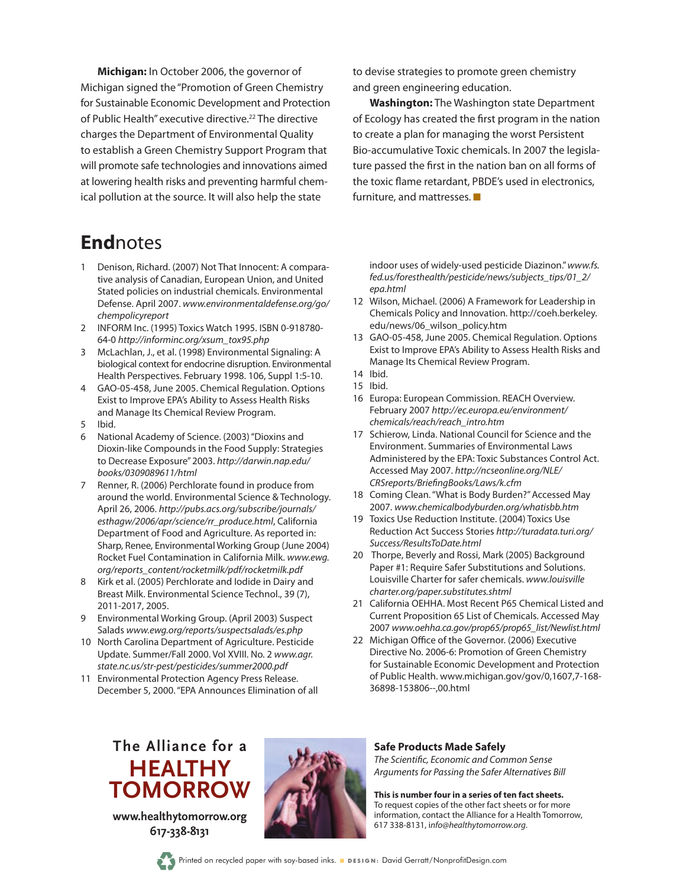**Michigan:** In October 2006, the governor of Michigan signed the "Promotion of Green Chemistry for Sustainable Economic Development and Protection of Public Health" executive directive.[22] The directive charges the Department of Environmental Quality to establish a Green Chemistry Support Program that will promote safe technologies and innovations aimed at lowering health risks and preventing harmful chemical pollution at the source. It will also help the state to devise strategies to promote green chemistry and green engineering education.

**Washington:** The Washington state Department of Ecology has created the first program in the nation to create a plan for managing the worst Persistent Bio-accumulative Toxic chemicals. In 2007 the legislature passed the first in the nation ban on all forms of the toxic flame retardant, PBDE's used in electronics, furniture, and mattresses. ■

## **End**notes

1. Denison, Richard. (2007) Not That Innocent: A comparative analysis of Canadian, European Union, and United Stated policies on industrial chemicals. Environmental Defense. April 2007. *www.environmentaldefense.org/go/chempolicyreport*
2. INFORM Inc. (1995) Toxics Watch 1995. ISBN 0-918780-64-0 *http://informinc.org/xsum_tox95.php*
3. McLachlan, J., et al. (1998) Environmental Signaling: A biological context for endocrine disruption. Environmental Health Perspectives. February 1998. 106, Suppl 1:5-10.
4. GAO-05-458, June 2005. Chemical Regulation. Options Exist to Improve EPA's Ability to Assess Health Risks and Manage Its Chemical Review Program.
5. Ibid.
6. National Academy of Science. (2003) "Dioxins and Dioxin-like Compounds in the Food Supply: Strategies to Decrease Exposure" 2003. *http://darwin.nap.edu/books/0309089611/html*
7. Renner, R. (2006) Perchlorate found in produce from around the world. Environmental Science & Technology. April 26, 2006. *http://pubs.acs.org/subscribe/journals/esthagw/2006/apr/science/rr_produce.html*, California Department of Food and Agriculture. As reported in: Sharp, Renee, Environmental Working Group (June 2004) Rocket Fuel Contamination in California Milk. *www.ewg.org/reports_content/rocketmilk/pdf/rocketmilk.pdf*
8. Kirk et al. (2005) Perchlorate and Iodide in Dairy and Breast Milk. Environmental Science Technol., 39 (7), 2011-2017, 2005.
9. Environmental Working Group. (April 2003) Suspect Salads *www.ewg.org/reports/suspectsalads/es.php*
10. North Carolina Department of Agriculture. Pesticide Update. Summer/Fall 2000. Vol XVIII. No. 2 *www.agr.state.nc.us/str-pest/pesticides/summer2000.pdf*
11. Environmental Protection Agency Press Release. December 5, 2000. "EPA Announces Elimination of all indoor uses of widely-used pesticide Diazinon." *www.fs.fed.us/foresthealth/pesticide/news/subjects_tips/01_2/epa.html*
12. Wilson, Michael. (2006) A Framework for Leadership in Chemicals Policy and Innovation. http://coeh.berkeley.edu/news/06_wilson_policy.htm
13. GAO-05-458, June 2005. Chemical Regulation. Options Exist to Improve EPA's Ability to Assess Health Risks and Manage Its Chemical Review Program.
14. Ibid.
15. Ibid.
16. Europa: European Commission. REACH Overview. February 2007 *http://ec.europa.eu/environment/chemicals/reach/reach_intro.htm*
17. Schierow, Linda. National Council for Science and the Environment. Summaries of Environmental Laws Administered by the EPA: Toxic Substances Control Act. Accessed May 2007. *http://ncseonline.org/NLE/CRSreports/BriefingBooks/Laws/k.cfm*
18. Coming Clean. "What is Body Burden?" Accessed May 2007. *www.chemicalbodyburden.org/whatisbb.htm*
19. Toxics Use Reduction Institute. (2004) Toxics Use Reduction Act Success Stories *http://turadata.turi.org/Success/ResultsToDate.html*
20. Thorpe, Beverly and Rossi, Mark (2005) Background Paper #1: Require Safer Substitutions and Solutions. Louisville Charter for safer chemicals. *www.louisvillecharter.org/paper.substitutes.shtml*
21. California OEHHA. Most Recent P65 Chemical Listed and Current Proposition 65 List of Chemicals. Accessed May 2007 *www.oehha.ca.gov/prop65/prop65_list/Newlist.html*
22. Michigan Office of the Governor. (2006) Executive Directive No. 2006-6: Promotion of Green Chemistry for Sustainable Economic Development and Protection of Public Health. www.michigan.gov/gov/0,1607,7-168-36898-153806--,00.html

The Alliance for a **HEALTHY TOMORROW**

**www.healthytomorrow.org**
**617-338-8131**

**Safe Products Made Safely**
*The Scientific, Economic and Common Sense Arguments for Passing the Safer Alternatives Bill*

**This is number four in a series of ten fact sheets.**
To request copies of the other fact sheets or for more information, contact the Alliance for a Healthy Tomorrow, 617 338-8131, *info@healthytomorrow.org*.

Printed on recycled paper with soy-based inks. ■ DESIGN: David Gerratt/NonprofitDesign.com